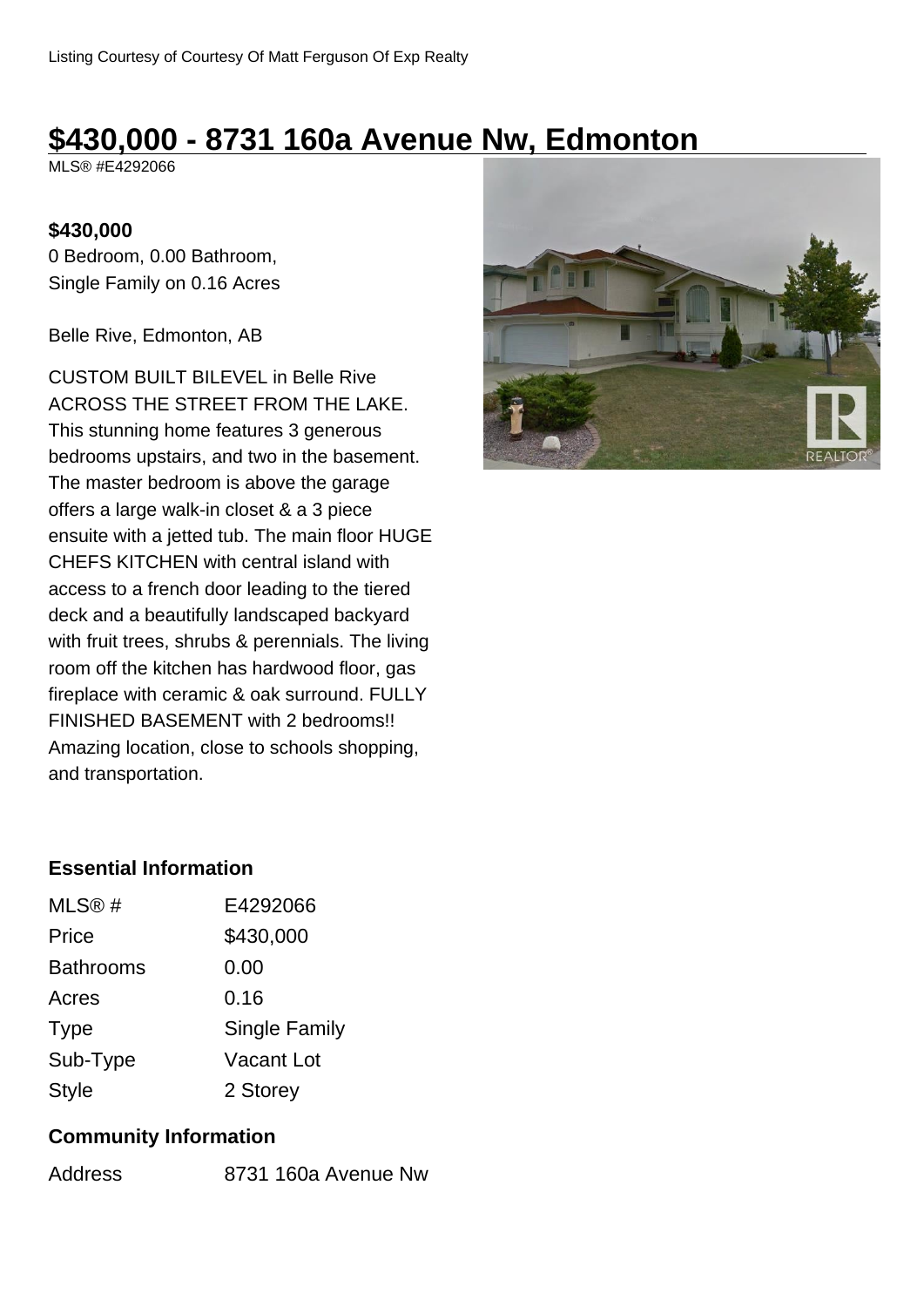Listing Courtesy of Courtesy Of Matt Ferguson Of Exp Realty

# $430,000 - 8731 160a Avenue Nw, Edmonton

MLS® #E4292066

**$430,000**

0 Bedroom, 0.00 Bathroom,
Single Family on 0.16 Acres

Belle Rive, Edmonton, AB

CUSTOM BUILT BILEVEL in Belle Rive ACROSS THE STREET FROM THE LAKE. This stunning home features 3 generous bedrooms upstairs, and two in the basement. The master bedroom is above the garage offers a large walk-in closet & a 3 piece ensuite with a jetted tub. The main floor HUGE CHEFS KITCHEN with central island with access to a french door leading to the tiered deck and a beautifully landscaped backyard with fruit trees, shrubs & perennials. The living room off the kitchen has hardwood floor, gas fireplace with ceramic & oak surround. FULLY FINISHED BASEMENT with 2 bedrooms!! Amazing location, close to schools shopping, and transportation.

## Essential Information

| | |
|---|---|
| MLS® # | E4292066 |
| Price | $430,000 |
| Bathrooms | 0.00 |
| Acres | 0.16 |
| Type | Single Family |
| Sub-Type | Vacant Lot |
| Style | 2 Storey |

## Community Information

| | |
|---|---|
| Address | 8731 160a Avenue Nw |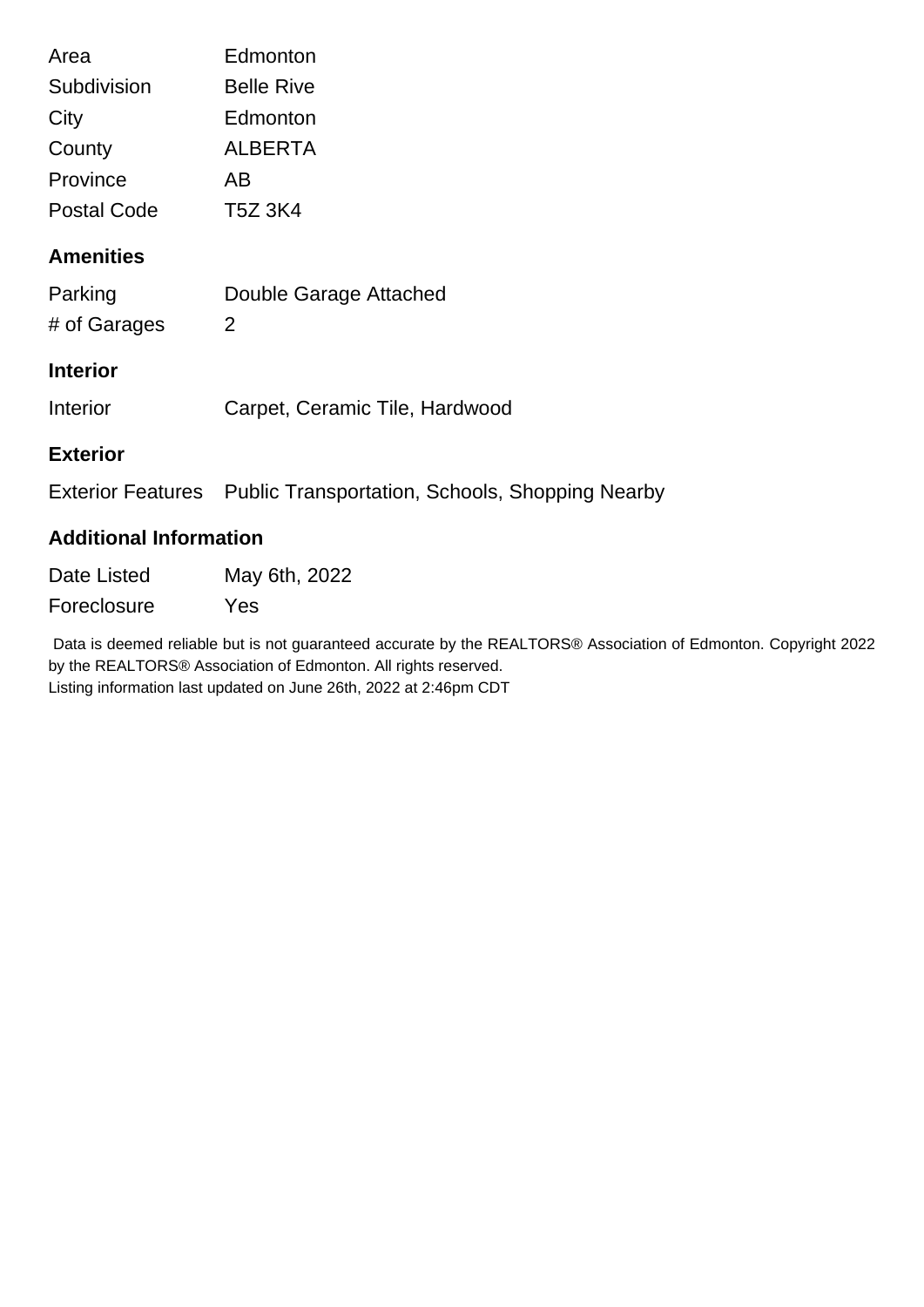| | |
|---|---|
| Area | Edmonton |
| Subdivision | Belle Rive |
| City | Edmonton |
| County | ALBERTA |
| Province | AB |
| Postal Code | T5Z 3K4 |

### Amenities

| | |
|---|---|
| Parking | Double Garage Attached |
| # of Garages | 2 |

### Interior

| | |
|---|---|
| Interior | Carpet, Ceramic Tile, Hardwood |

### Exterior

| | |
|---|---|
| Exterior Features | Public Transportation, Schools, Shopping Nearby |

### Additional Information

| | |
|---|---|
| Date Listed | May 6th, 2022 |
| Foreclosure | Yes |

Data is deemed reliable but is not guaranteed accurate by the REALTORS® Association of Edmonton. Copyright 2022 by the REALTORS® Association of Edmonton. All rights reserved.
Listing information last updated on June 26th, 2022 at 2:46pm CDT